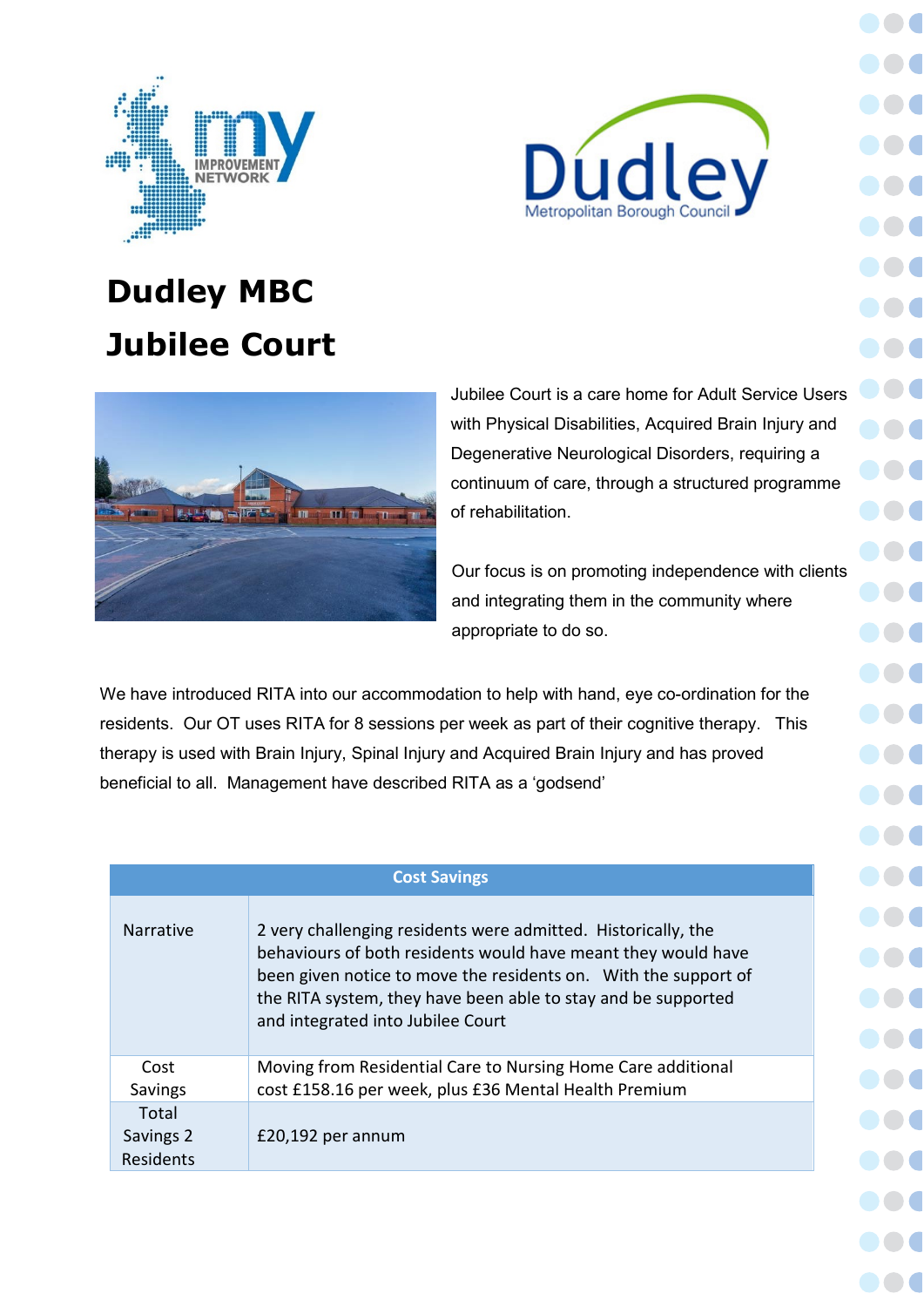# Dudley MBC

# Jubilee Court

Jubilee Court is a care home for Adult Service Users with Physical Disabilities, Acquired Brain Injury and Degenerative Neurological Disorders, requiring a continuum of care, through a structured programme of rehabilitation.

Our focus is on promoting independence with clients and integrating them in the community where appropriate to do so.

We have introduced RITA into our accommodation to help with hand, eye co-ordination for the residents. Our OT uses RITA for 8 sessions per week as part of their cognitive therapy. This therapy is used with Brain Injury, Spinal Injury and Acquired Brain Injury and has proved beneficial to all. Management have described RITA as a 'godsend'

| Cost Savings | |
|---|---|
| Narrative | 2 very challenging residents were admitted. Historically, the behaviours of both residents would have meant they would have been given notice to move the residents on. With the support of the RITA system, they have been able to stay and be supported and integrated into Jubilee Court |
| Cost Savings | Moving from Residential Care to Nursing Home Care additional cost £158.16 per week, plus £36 Mental Health Premium |
| Total Savings 2 Residents | £20,192 per annum |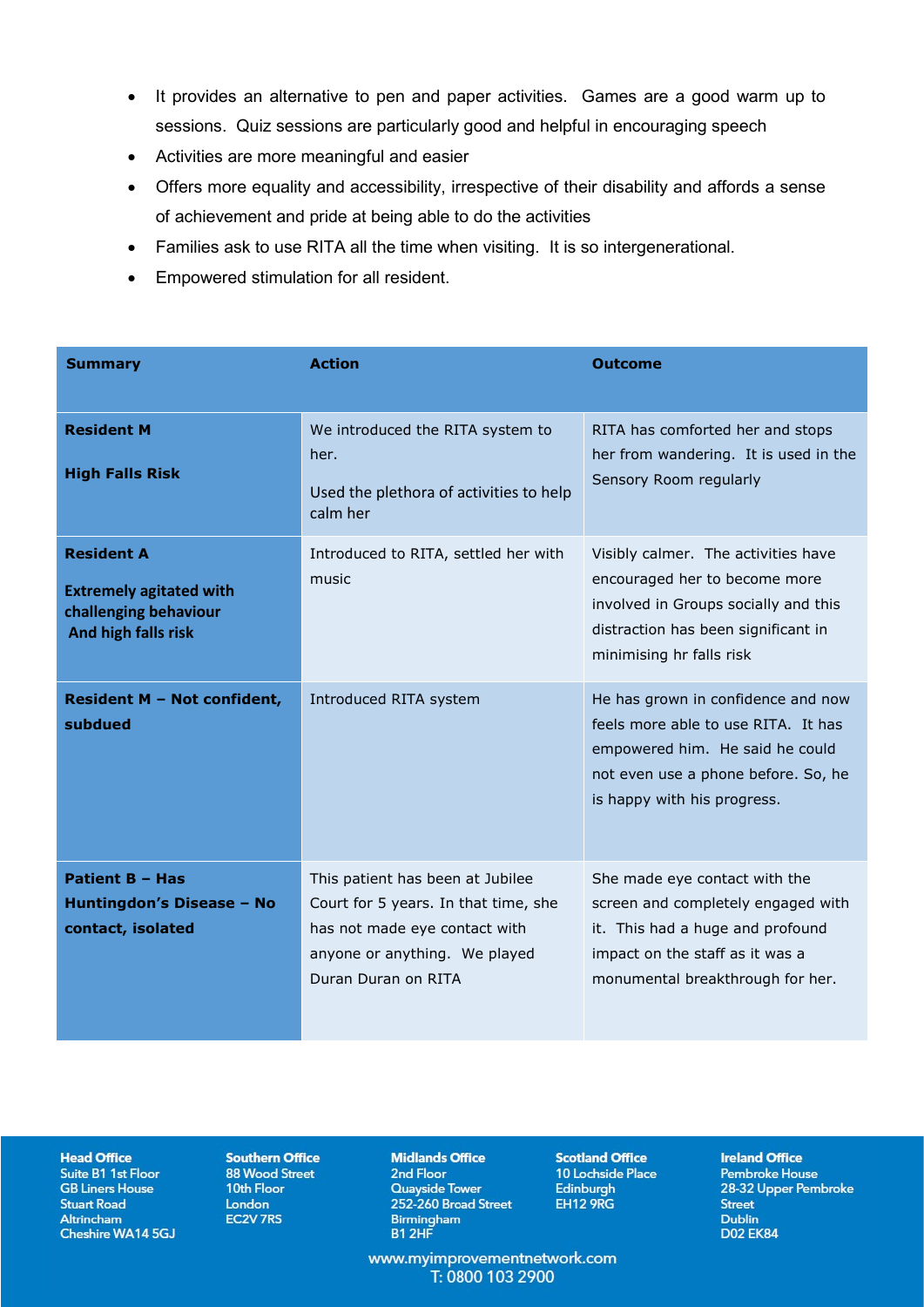- It provides an alternative to pen and paper activities. Games are a good warm up to sessions. Quiz sessions are particularly good and helpful in encouraging speech
- Activities are more meaningful and easier
- Offers more equality and accessibility, irrespective of their disability and affords a sense of achievement and pride at being able to do the activities
- Families ask to use RITA all the time when visiting. It is so intergenerational.
- Empowered stimulation for all resident.

| Summary | Action | Outcome |
|---|---|---|
| **Resident M**<br><br>**High Falls Risk** | We introduced the RITA system to her.<br><br>Used the plethora of activities to help calm her | RITA has comforted her and stops her from wandering. It is used in the Sensory Room regularly |
| **Resident A**<br><br>**Extremely agitated with challenging behaviour And high falls risk** | Introduced to RITA, settled her with music | Visibly calmer. The activities have encouraged her to become more involved in Groups socially and this distraction has been significant in minimising hr falls risk |
| **Resident M – Not confident, subdued** | Introduced RITA system | He has grown in confidence and now feels more able to use RITA. It has empowered him. He said he could not even use a phone before. So, he is happy with his progress. |
| **Patient B – Has Huntingdon's Disease – No contact, isolated** | This patient has been at Jubilee Court for 5 years. In that time, she has not made eye contact with anyone or anything. We played Duran Duran on RITA | She made eye contact with the screen and completely engaged with it. This had a huge and profound impact on the staff as it was a monumental breakthrough for her. |

**Head Office**
Suite B1 1st Floor
GB Liners House
Stuart Road
Altrincham
Cheshire WA14 5GJ

**Southern Office**
88 Wood Street
10th Floor
London
EC2V 7RS

**Midlands Office**
2nd Floor
Quayside Tower
252-260 Broad Street
Birmingham
B1 2HF

**Scotland Office**
10 Lochside Place
Edinburgh
EH12 9RG

**Ireland Office**
Pembroke House
28-32 Upper Pembroke Street
Dublin
D02 EK84

www.myimprovementnetwork.com
T: 0800 103 2900